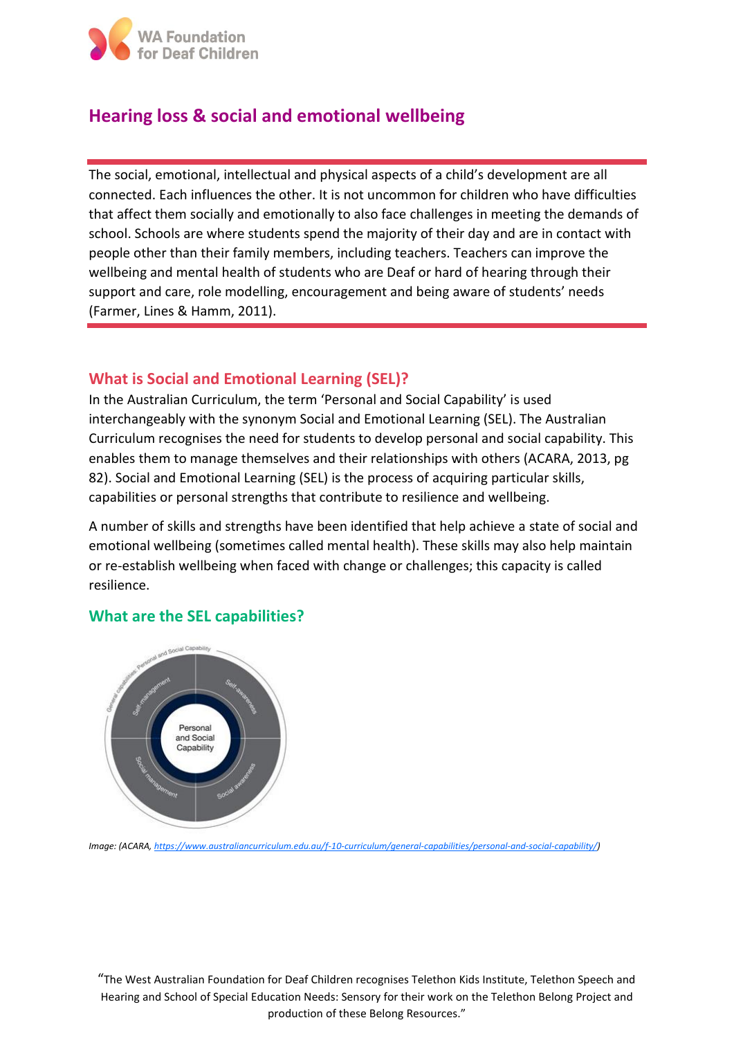# Hearing loss & social and emotional wellbeing

The social, emotional, intellectual and physical aspects of a child's development are all connected. Each influences the other. It is not uncommon for children who have difficulties that affect them socially and emotionally to also face challenges in meeting the demands of school. Schools are where students spend the majority of their day and are in contact with people other than their family members, including teachers. Teachers can improve the wellbeing and mental health of students who are Deaf or hard of hearing through their support and care, role modelling, encouragement and being aware of students' needs (Farmer, Lines & Hamm, 2011).

## What is Social and Emotional Learning (SEL)?

In the Australian Curriculum, the term 'Personal and Social Capability' is used interchangeably with the synonym Social and Emotional Learning (SEL). The Australian Curriculum recognises the need for students to develop personal and social capability. This enables them to manage themselves and their relationships with others (ACARA, 2013, pg 82). Social and Emotional Learning (SEL) is the process of acquiring particular skills, capabilities or personal strengths that contribute to resilience and wellbeing.

A number of skills and strengths have been identified that help achieve a state of social and emotional wellbeing (sometimes called mental health). These skills may also help maintain or re-establish wellbeing when faced with change or challenges; this capacity is called resilience.

## What are the SEL capabilities?

General capabilities: Personal and Social Capability

Self-management | Self-awareness | Social management | Social awareness

Personal and Social Capability

*Image: (ACARA, https://www.australiancurriculum.edu.au/f-10-curriculum/general-capabilities/personal-and-social-capability/)*

"The West Australian Foundation for Deaf Children recognises Telethon Kids Institute, Telethon Speech and Hearing and School of Special Education Needs: Sensory for their work on the Telethon Belong Project and production of these Belong Resources."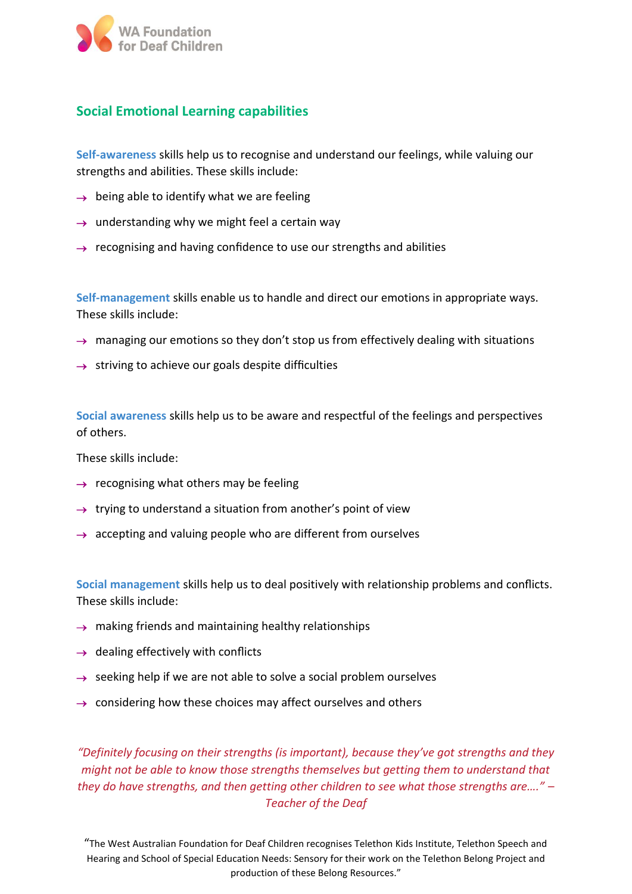## Social Emotional Learning capabilities

**Self-awareness** skills help us to recognise and understand our feelings, while valuing our strengths and abilities. These skills include:

- being able to identify what we are feeling
- understanding why we might feel a certain way
- recognising and having confidence to use our strengths and abilities

**Self-management** skills enable us to handle and direct our emotions in appropriate ways. These skills include:

- managing our emotions so they don't stop us from effectively dealing with situations
- striving to achieve our goals despite difficulties

**Social awareness** skills help us to be aware and respectful of the feelings and perspectives of others.

These skills include:

- recognising what others may be feeling
- trying to understand a situation from another's point of view
- accepting and valuing people who are different from ourselves

**Social management** skills help us to deal positively with relationship problems and conflicts. These skills include:

- making friends and maintaining healthy relationships
- dealing effectively with conflicts
- seeking help if we are not able to solve a social problem ourselves
- considering how these choices may affect ourselves and others

*"Definitely focusing on their strengths (is important), because they've got strengths and they might not be able to know those strengths themselves but getting them to understand that they do have strengths, and then getting other children to see what those strengths are…." – Teacher of the Deaf*

"The West Australian Foundation for Deaf Children recognises Telethon Kids Institute, Telethon Speech and Hearing and School of Special Education Needs: Sensory for their work on the Telethon Belong Project and production of these Belong Resources."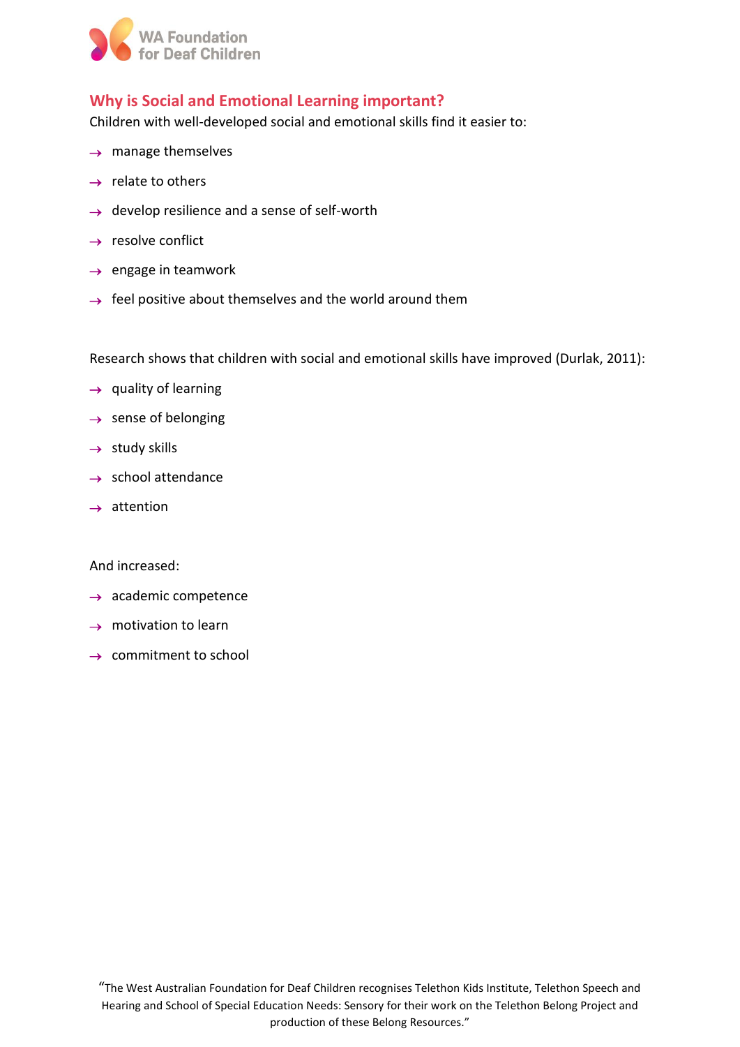## Why is Social and Emotional Learning important?

Children with well-developed social and emotional skills find it easier to:

- manage themselves
- relate to others
- develop resilience and a sense of self-worth
- resolve conflict
- engage in teamwork
- feel positive about themselves and the world around them

Research shows that children with social and emotional skills have improved (Durlak, 2011):

- quality of learning
- sense of belonging
- study skills
- school attendance
- attention

And increased:

- academic competence
- motivation to learn
- commitment to school

"The West Australian Foundation for Deaf Children recognises Telethon Kids Institute, Telethon Speech and Hearing and School of Special Education Needs: Sensory for their work on the Telethon Belong Project and production of these Belong Resources."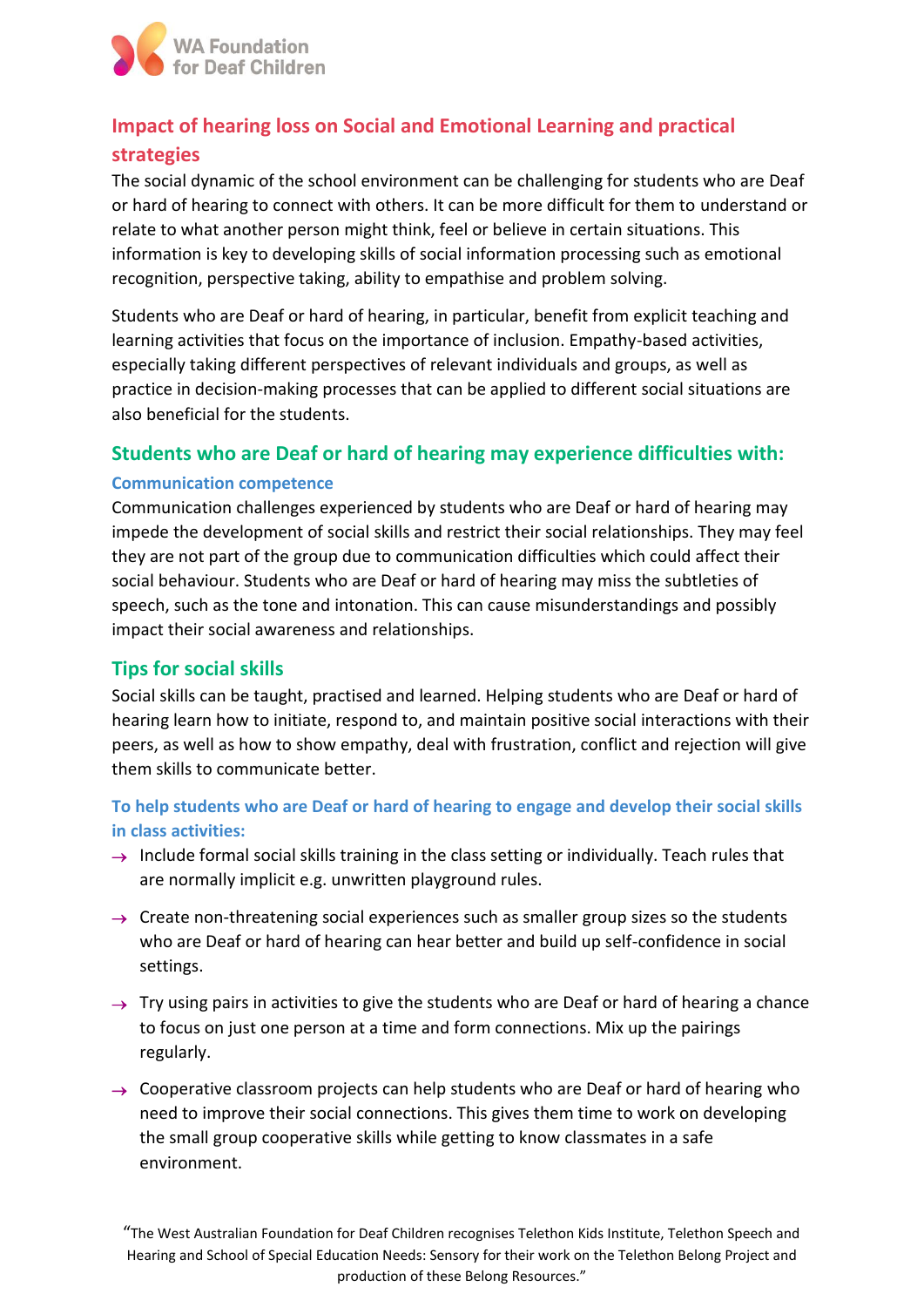## Impact of hearing loss on Social and Emotional Learning and practical strategies

The social dynamic of the school environment can be challenging for students who are Deaf or hard of hearing to connect with others. It can be more difficult for them to understand or relate to what another person might think, feel or believe in certain situations. This information is key to developing skills of social information processing such as emotional recognition, perspective taking, ability to empathise and problem solving.

Students who are Deaf or hard of hearing, in particular, benefit from explicit teaching and learning activities that focus on the importance of inclusion. Empathy-based activities, especially taking different perspectives of relevant individuals and groups, as well as practice in decision-making processes that can be applied to different social situations are also beneficial for the students.

## Students who are Deaf or hard of hearing may experience difficulties with:

### Communication competence

Communication challenges experienced by students who are Deaf or hard of hearing may impede the development of social skills and restrict their social relationships. They may feel they are not part of the group due to communication difficulties which could affect their social behaviour. Students who are Deaf or hard of hearing may miss the subtleties of speech, such as the tone and intonation. This can cause misunderstandings and possibly impact their social awareness and relationships.

## Tips for social skills

Social skills can be taught, practised and learned. Helping students who are Deaf or hard of hearing learn how to initiate, respond to, and maintain positive social interactions with their peers, as well as how to show empathy, deal with frustration, conflict and rejection will give them skills to communicate better.

### To help students who are Deaf or hard of hearing to engage and develop their social skills in class activities:

- Include formal social skills training in the class setting or individually. Teach rules that are normally implicit e.g. unwritten playground rules.
- Create non-threatening social experiences such as smaller group sizes so the students who are Deaf or hard of hearing can hear better and build up self-confidence in social settings.
- Try using pairs in activities to give the students who are Deaf or hard of hearing a chance to focus on just one person at a time and form connections. Mix up the pairings regularly.
- Cooperative classroom projects can help students who are Deaf or hard of hearing who need to improve their social connections. This gives them time to work on developing the small group cooperative skills while getting to know classmates in a safe environment.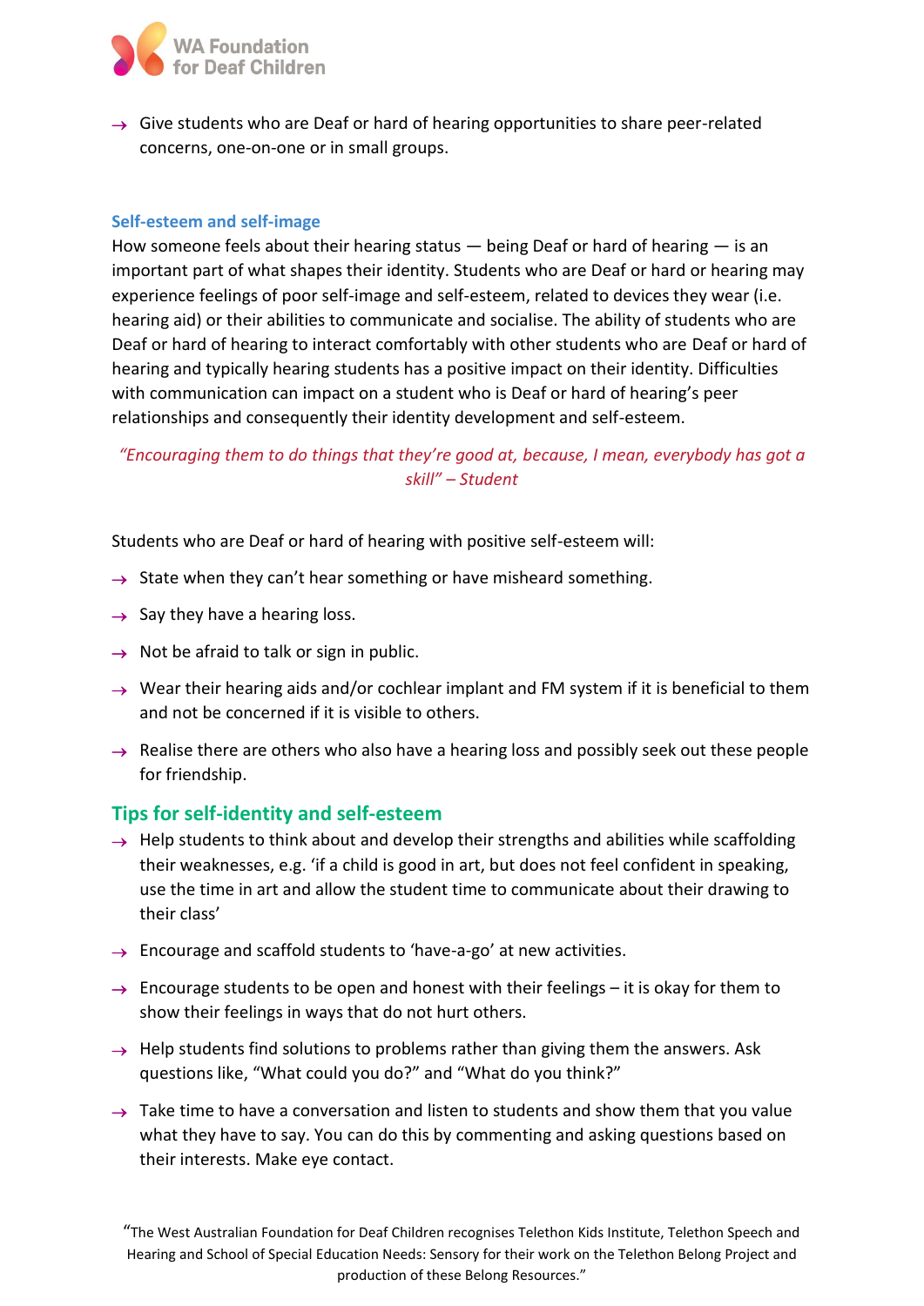- Give students who are Deaf or hard of hearing opportunities to share peer-related concerns, one-on-one or in small groups.

### Self-esteem and self-image

How someone feels about their hearing status — being Deaf or hard of hearing — is an important part of what shapes their identity. Students who are Deaf or hard or hearing may experience feelings of poor self-image and self-esteem, related to devices they wear (i.e. hearing aid) or their abilities to communicate and socialise. The ability of students who are Deaf or hard of hearing to interact comfortably with other students who are Deaf or hard of hearing and typically hearing students has a positive impact on their identity. Difficulties with communication can impact on a student who is Deaf or hard of hearing's peer relationships and consequently their identity development and self-esteem.

*"Encouraging them to do things that they're good at, because, I mean, everybody has got a skill" – Student*

Students who are Deaf or hard of hearing with positive self-esteem will:

- State when they can't hear something or have misheard something.
- Say they have a hearing loss.
- Not be afraid to talk or sign in public.
- Wear their hearing aids and/or cochlear implant and FM system if it is beneficial to them and not be concerned if it is visible to others.
- Realise there are others who also have a hearing loss and possibly seek out these people for friendship.

## Tips for self-identity and self-esteem

- Help students to think about and develop their strengths and abilities while scaffolding their weaknesses, e.g. 'if a child is good in art, but does not feel confident in speaking, use the time in art and allow the student time to communicate about their drawing to their class'
- Encourage and scaffold students to 'have-a-go' at new activities.
- Encourage students to be open and honest with their feelings – it is okay for them to show their feelings in ways that do not hurt others.
- Help students find solutions to problems rather than giving them the answers. Ask questions like, "What could you do?" and "What do you think?"
- Take time to have a conversation and listen to students and show them that you value what they have to say. You can do this by commenting and asking questions based on their interests. Make eye contact.

"The West Australian Foundation for Deaf Children recognises Telethon Kids Institute, Telethon Speech and Hearing and School of Special Education Needs: Sensory for their work on the Telethon Belong Project and production of these Belong Resources."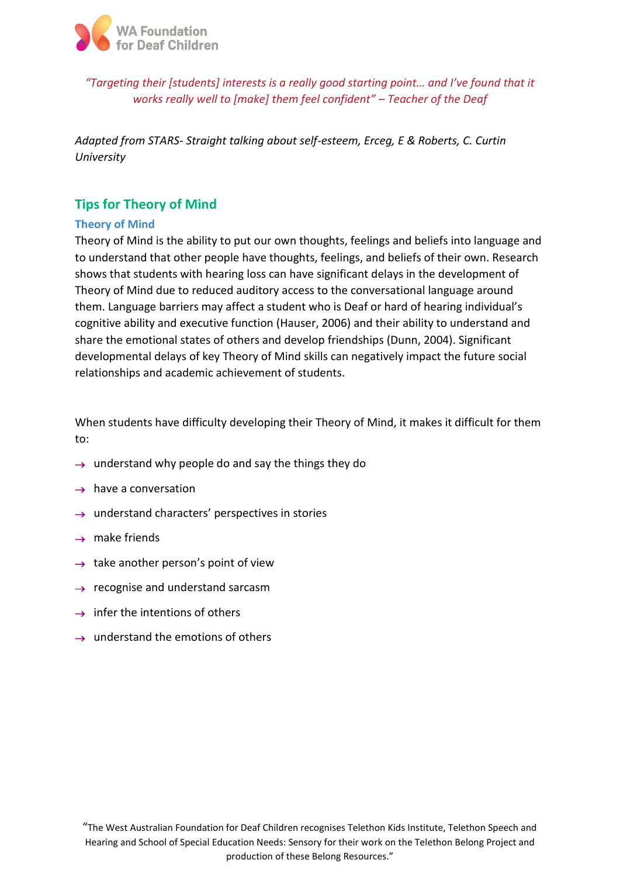*"Targeting their [students] interests is a really good starting point… and I've found that it works really well to [make] them feel confident" – Teacher of the Deaf*

*Adapted from STARS- Straight talking about self-esteem, Erceg, E & Roberts, C. Curtin University*

## Tips for Theory of Mind

### Theory of Mind

Theory of Mind is the ability to put our own thoughts, feelings and beliefs into language and to understand that other people have thoughts, feelings, and beliefs of their own. Research shows that students with hearing loss can have significant delays in the development of Theory of Mind due to reduced auditory access to the conversational language around them. Language barriers may affect a student who is Deaf or hard of hearing individual's cognitive ability and executive function (Hauser, 2006) and their ability to understand and share the emotional states of others and develop friendships (Dunn, 2004). Significant developmental delays of key Theory of Mind skills can negatively impact the future social relationships and academic achievement of students.

When students have difficulty developing their Theory of Mind, it makes it difficult for them to:

- understand why people do and say the things they do
- have a conversation
- understand characters' perspectives in stories
- make friends
- take another person's point of view
- recognise and understand sarcasm
- infer the intentions of others
- understand the emotions of others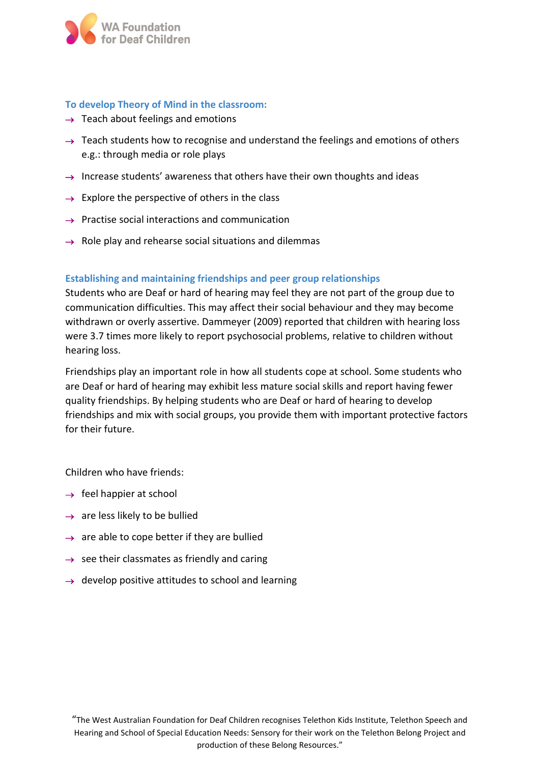### To develop Theory of Mind in the classroom:

- Teach about feelings and emotions
- Teach students how to recognise and understand the feelings and emotions of others e.g.: through media or role plays
- Increase students' awareness that others have their own thoughts and ideas
- Explore the perspective of others in the class
- Practise social interactions and communication
- Role play and rehearse social situations and dilemmas

### Establishing and maintaining friendships and peer group relationships

Students who are Deaf or hard of hearing may feel they are not part of the group due to communication difficulties. This may affect their social behaviour and they may become withdrawn or overly assertive. Dammeyer (2009) reported that children with hearing loss were 3.7 times more likely to report psychosocial problems, relative to children without hearing loss.

Friendships play an important role in how all students cope at school. Some students who are Deaf or hard of hearing may exhibit less mature social skills and report having fewer quality friendships. By helping students who are Deaf or hard of hearing to develop friendships and mix with social groups, you provide them with important protective factors for their future.

Children who have friends:

- feel happier at school
- are less likely to be bullied
- are able to cope better if they are bullied
- see their classmates as friendly and caring
- develop positive attitudes to school and learning

"The West Australian Foundation for Deaf Children recognises Telethon Kids Institute, Telethon Speech and Hearing and School of Special Education Needs: Sensory for their work on the Telethon Belong Project and production of these Belong Resources."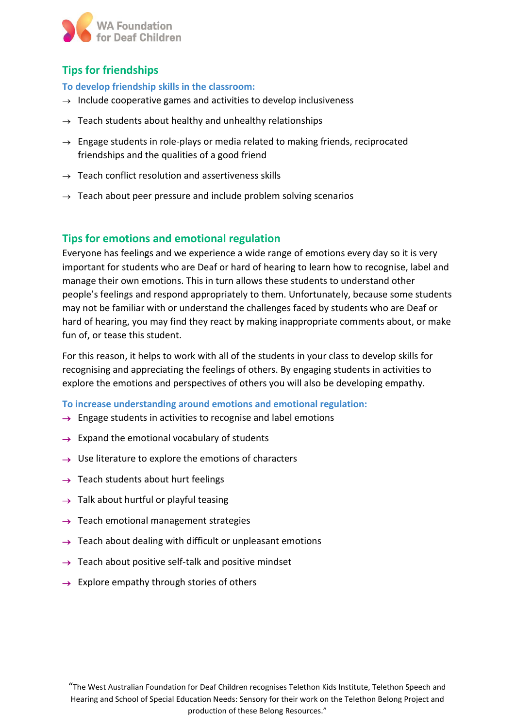## Tips for friendships

### To develop friendship skills in the classroom:

- Include cooperative games and activities to develop inclusiveness
- Teach students about healthy and unhealthy relationships
- Engage students in role-plays or media related to making friends, reciprocated friendships and the qualities of a good friend
- Teach conflict resolution and assertiveness skills
- Teach about peer pressure and include problem solving scenarios

## Tips for emotions and emotional regulation

Everyone has feelings and we experience a wide range of emotions every day so it is very important for students who are Deaf or hard of hearing to learn how to recognise, label and manage their own emotions. This in turn allows these students to understand other people's feelings and respond appropriately to them. Unfortunately, because some students may not be familiar with or understand the challenges faced by students who are Deaf or hard of hearing, you may find they react by making inappropriate comments about, or make fun of, or tease this student.

For this reason, it helps to work with all of the students in your class to develop skills for recognising and appreciating the feelings of others. By engaging students in activities to explore the emotions and perspectives of others you will also be developing empathy.

### To increase understanding around emotions and emotional regulation:

- Engage students in activities to recognise and label emotions
- Expand the emotional vocabulary of students
- Use literature to explore the emotions of characters
- Teach students about hurt feelings
- Talk about hurtful or playful teasing
- Teach emotional management strategies
- Teach about dealing with difficult or unpleasant emotions
- Teach about positive self-talk and positive mindset
- Explore empathy through stories of others

"The West Australian Foundation for Deaf Children recognises Telethon Kids Institute, Telethon Speech and Hearing and School of Special Education Needs: Sensory for their work on the Telethon Belong Project and production of these Belong Resources."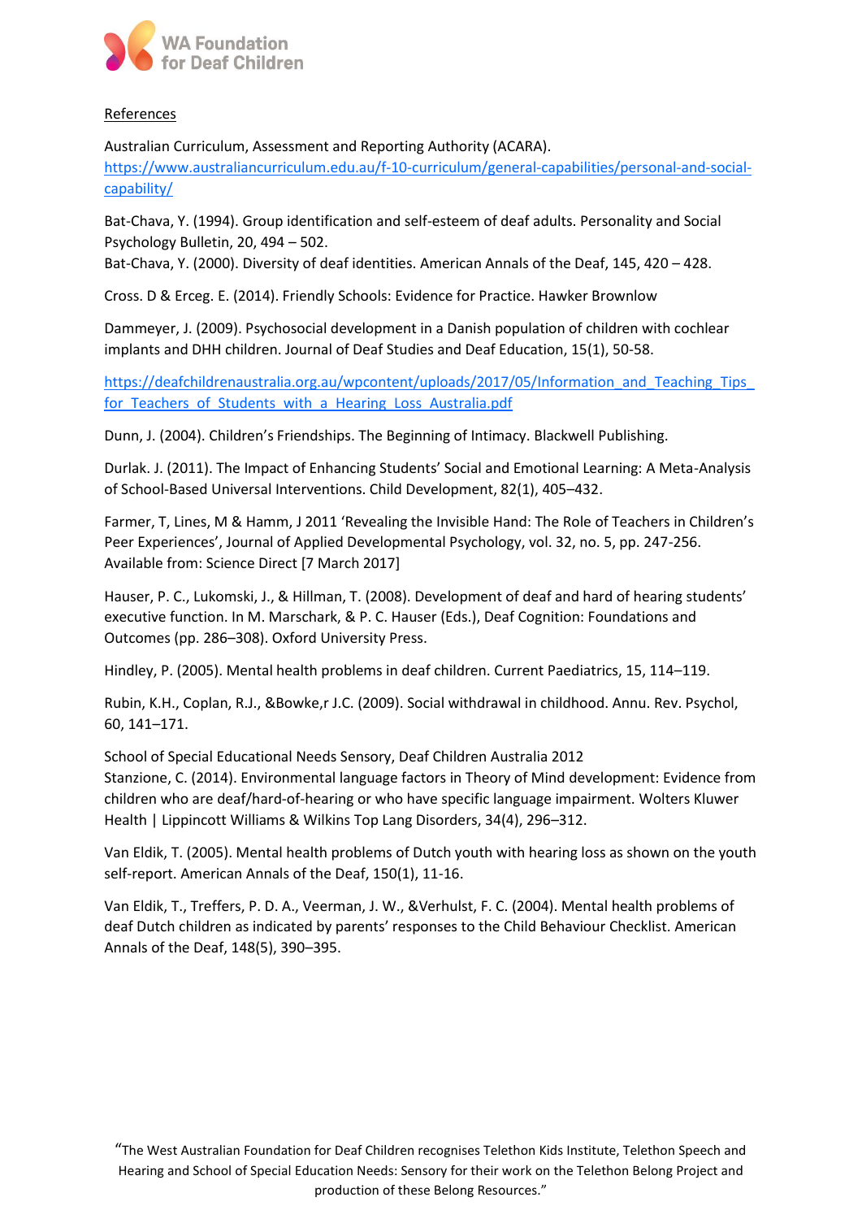References

Australian Curriculum, Assessment and Reporting Authority (ACARA).
https://www.australiancurriculum.edu.au/f-10-curriculum/general-capabilities/personal-and-social-capability/

Bat-Chava, Y. (1994). Group identification and self-esteem of deaf adults. Personality and Social Psychology Bulletin, 20, 494 – 502.
Bat-Chava, Y. (2000). Diversity of deaf identities. American Annals of the Deaf, 145, 420 – 428.

Cross. D & Erceg. E. (2014). Friendly Schools: Evidence for Practice. Hawker Brownlow

Dammeyer, J. (2009). Psychosocial development in a Danish population of children with cochlear implants and DHH children. Journal of Deaf Studies and Deaf Education, 15(1), 50-58.

https://deafchildrenaustralia.org.au/wpcontent/uploads/2017/05/Information_and_Teaching_Tips_for_Teachers_of_Students_with_a_Hearing_Loss_Australia.pdf

Dunn, J. (2004). Children's Friendships. The Beginning of Intimacy. Blackwell Publishing.

Durlak. J. (2011). The Impact of Enhancing Students' Social and Emotional Learning: A Meta-Analysis of School-Based Universal Interventions. Child Development, 82(1), 405–432.

Farmer, T, Lines, M & Hamm, J 2011 'Revealing the Invisible Hand: The Role of Teachers in Children's Peer Experiences', Journal of Applied Developmental Psychology, vol. 32, no. 5, pp. 247-256. Available from: Science Direct [7 March 2017]

Hauser, P. C., Lukomski, J., & Hillman, T. (2008). Development of deaf and hard of hearing students' executive function. In M. Marschark, & P. C. Hauser (Eds.), Deaf Cognition: Foundations and Outcomes (pp. 286–308). Oxford University Press.

Hindley, P. (2005). Mental health problems in deaf children. Current Paediatrics, 15, 114–119.

Rubin, K.H., Coplan, R.J., &Bowke,r J.C. (2009). Social withdrawal in childhood. Annu. Rev. Psychol, 60, 141–171.

School of Special Educational Needs Sensory, Deaf Children Australia 2012
Stanzione, C. (2014). Environmental language factors in Theory of Mind development: Evidence from children who are deaf/hard-of-hearing or who have specific language impairment. Wolters Kluwer Health | Lippincott Williams & Wilkins Top Lang Disorders, 34(4), 296–312.

Van Eldik, T. (2005). Mental health problems of Dutch youth with hearing loss as shown on the youth self-report. American Annals of the Deaf, 150(1), 11-16.

Van Eldik, T., Treffers, P. D. A., Veerman, J. W., &Verhulst, F. C. (2004). Mental health problems of deaf Dutch children as indicated by parents' responses to the Child Behaviour Checklist. American Annals of the Deaf, 148(5), 390–395.

"The West Australian Foundation for Deaf Children recognises Telethon Kids Institute, Telethon Speech and Hearing and School of Special Education Needs: Sensory for their work on the Telethon Belong Project and production of these Belong Resources."